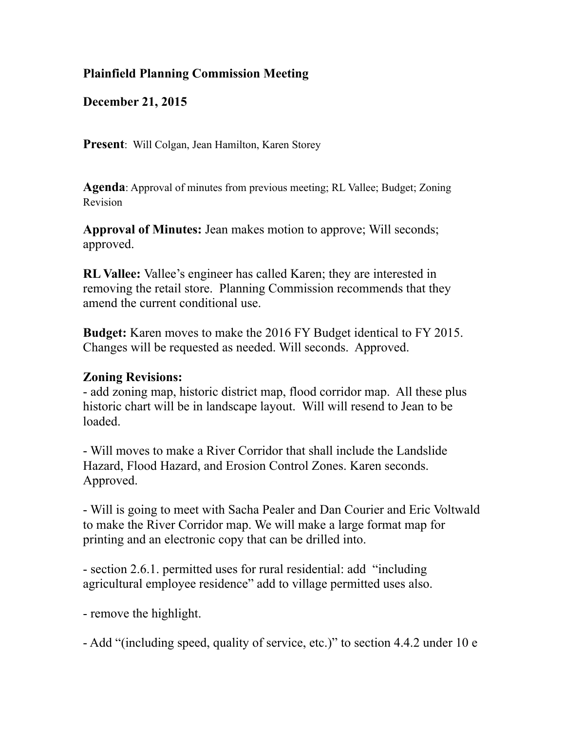**Plainfield Planning Commission Meeting**

**December 21, 2015**

**Present**: Will Colgan, Jean Hamilton, Karen Storey

**Agenda**: Approval of minutes from previous meeting; RL Vallee; Budget; Zoning Revision

**Approval of Minutes:** Jean makes motion to approve; Will seconds; approved.

**RL Vallee:** Vallee's engineer has called Karen; they are interested in removing the retail store. Planning Commission recommends that they amend the current conditional use.

**Budget:** Karen moves to make the 2016 FY Budget identical to FY 2015. Changes will be requested as needed. Will seconds. Approved.

**Zoning Revisions:**

- add zoning map, historic district map, flood corridor map. All these plus historic chart will be in landscape layout. Will will resend to Jean to be loaded.

- Will moves to make a River Corridor that shall include the Landslide Hazard, Flood Hazard, and Erosion Control Zones. Karen seconds. Approved.

- Will is going to meet with Sacha Pealer and Dan Courier and Eric Voltwald to make the River Corridor map. We will make a large format map for printing and an electronic copy that can be drilled into.

- section 2.6.1. permitted uses for rural residential: add "including agricultural employee residence" add to village permitted uses also.

- remove the highlight.

- Add "(including speed, quality of service, etc.)" to section 4.4.2 under 10 e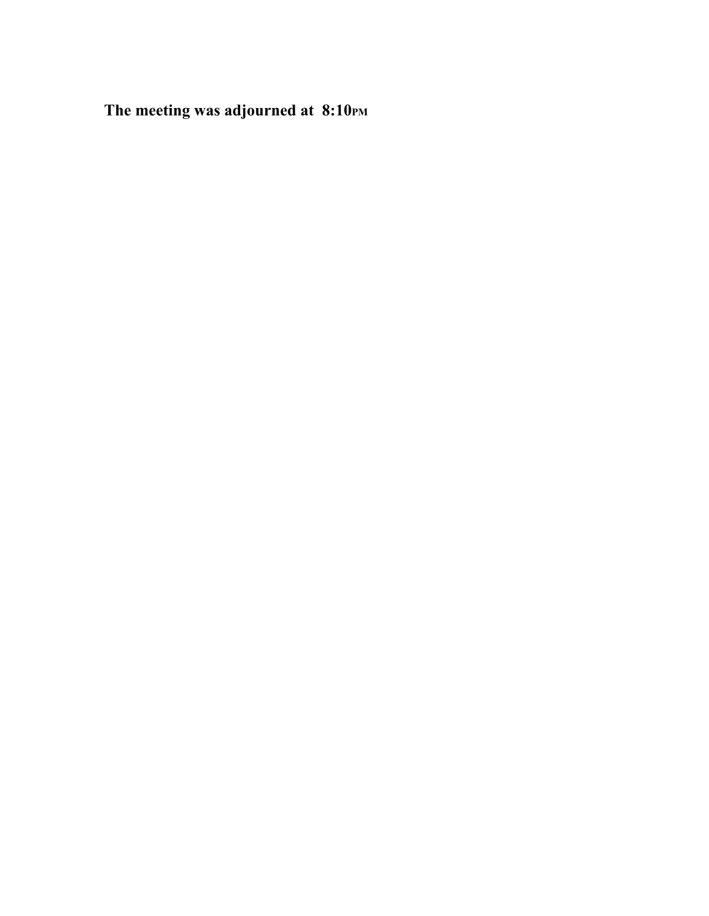**The meeting was adjourned at 8:10PM**